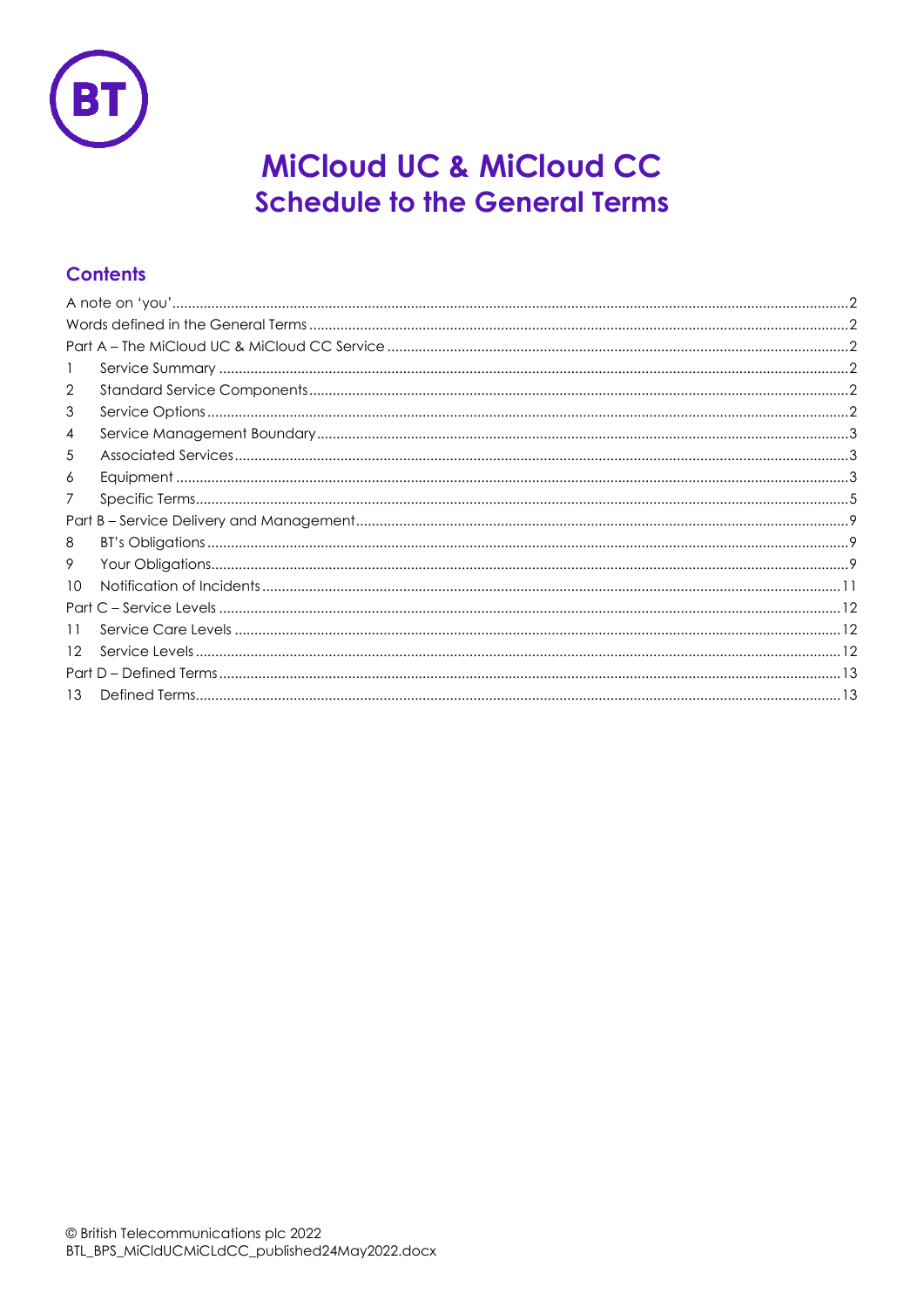# MiCloud UC & MiCloud CC
## Schedule to the General Terms

## Contents

| | | |
|---|---|---|
| A note on 'you' | | 2 |
| Words defined in the General Terms | | 2 |
| Part A – The MiCloud UC & MiCloud CC Service | | 2 |
| 1 | Service Summary | 2 |
| 2 | Standard Service Components | 2 |
| 3 | Service Options | 2 |
| 4 | Service Management Boundary | 3 |
| 5 | Associated Services | 3 |
| 6 | Equipment | 3 |
| 7 | Specific Terms | 5 |
| Part B – Service Delivery and Management | | 9 |
| 8 | BT's Obligations | 9 |
| 9 | Your Obligations | 9 |
| 10 | Notification of Incidents | 11 |
| Part C – Service Levels | | 12 |
| 11 | Service Care Levels | 12 |
| 12 | Service Levels | 12 |
| Part D – Defined Terms | | 13 |
| 13 | Defined Terms | 13 |

© British Telecommunications plc 2022
BTL_BPS_MiCldUCMiCLdCC_published24May2022.docx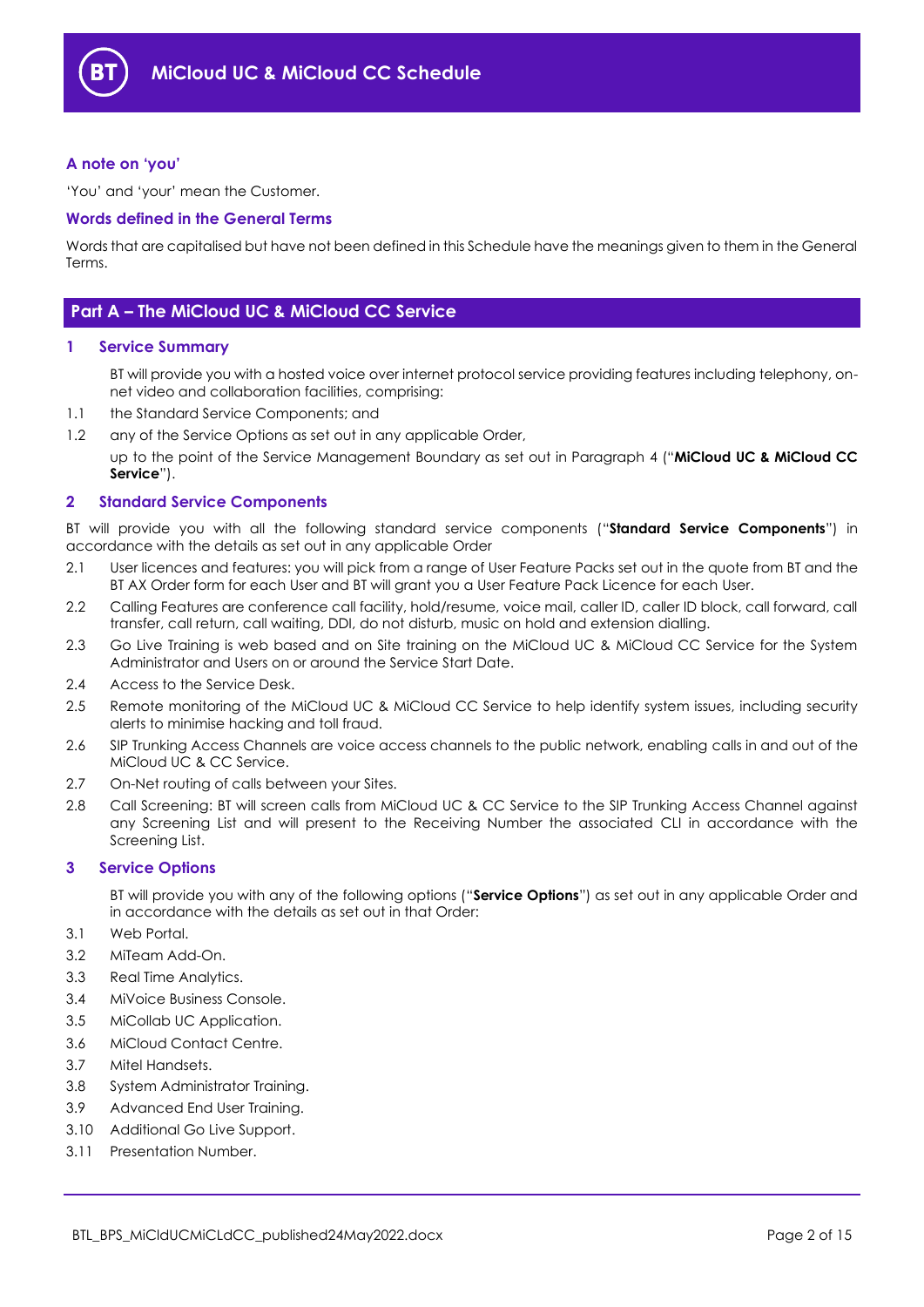## A note on 'you'

'You' and 'your' mean the Customer.

## Words defined in the General Terms

Words that are capitalised but have not been defined in this Schedule have the meanings given to them in the General Terms.

# Part A – The MiCloud UC & MiCloud CC Service

## 1 Service Summary

BT will provide you with a hosted voice over internet protocol service providing features including telephony, on-net video and collaboration facilities, comprising:

1.1 the Standard Service Components; and

1.2 any of the Service Options as set out in any applicable Order,

up to the point of the Service Management Boundary as set out in Paragraph 4 ("**MiCloud UC & MiCloud CC Service**").

## 2 Standard Service Components

BT will provide you with all the following standard service components ("**Standard Service Components**") in accordance with the details as set out in any applicable Order

2.1 User licences and features: you will pick from a range of User Feature Packs set out in the quote from BT and the BT AX Order form for each User and BT will grant you a User Feature Pack Licence for each User.

2.2 Calling Features are conference call facility, hold/resume, voice mail, caller ID, caller ID block, call forward, call transfer, call return, call waiting, DDI, do not disturb, music on hold and extension dialling.

2.3 Go Live Training is web based and on Site training on the MiCloud UC & MiCloud CC Service for the System Administrator and Users on or around the Service Start Date.

2.4 Access to the Service Desk.

2.5 Remote monitoring of the MiCloud UC & MiCloud CC Service to help identify system issues, including security alerts to minimise hacking and toll fraud.

2.6 SIP Trunking Access Channels are voice access channels to the public network, enabling calls in and out of the MiCloud UC & CC Service.

2.7 On-Net routing of calls between your Sites.

2.8 Call Screening: BT will screen calls from MiCloud UC & CC Service to the SIP Trunking Access Channel against any Screening List and will present to the Receiving Number the associated CLI in accordance with the Screening List.

## 3 Service Options

BT will provide you with any of the following options ("**Service Options**") as set out in any applicable Order and in accordance with the details as set out in that Order:

3.1 Web Portal.

3.2 MiTeam Add-On.

3.3 Real Time Analytics.

3.4 MiVoice Business Console.

3.5 MiCollab UC Application.

3.6 MiCloud Contact Centre.

3.7 Mitel Handsets.

3.8 System Administrator Training.

3.9 Advanced End User Training.

3.10 Additional Go Live Support.

3.11 Presentation Number.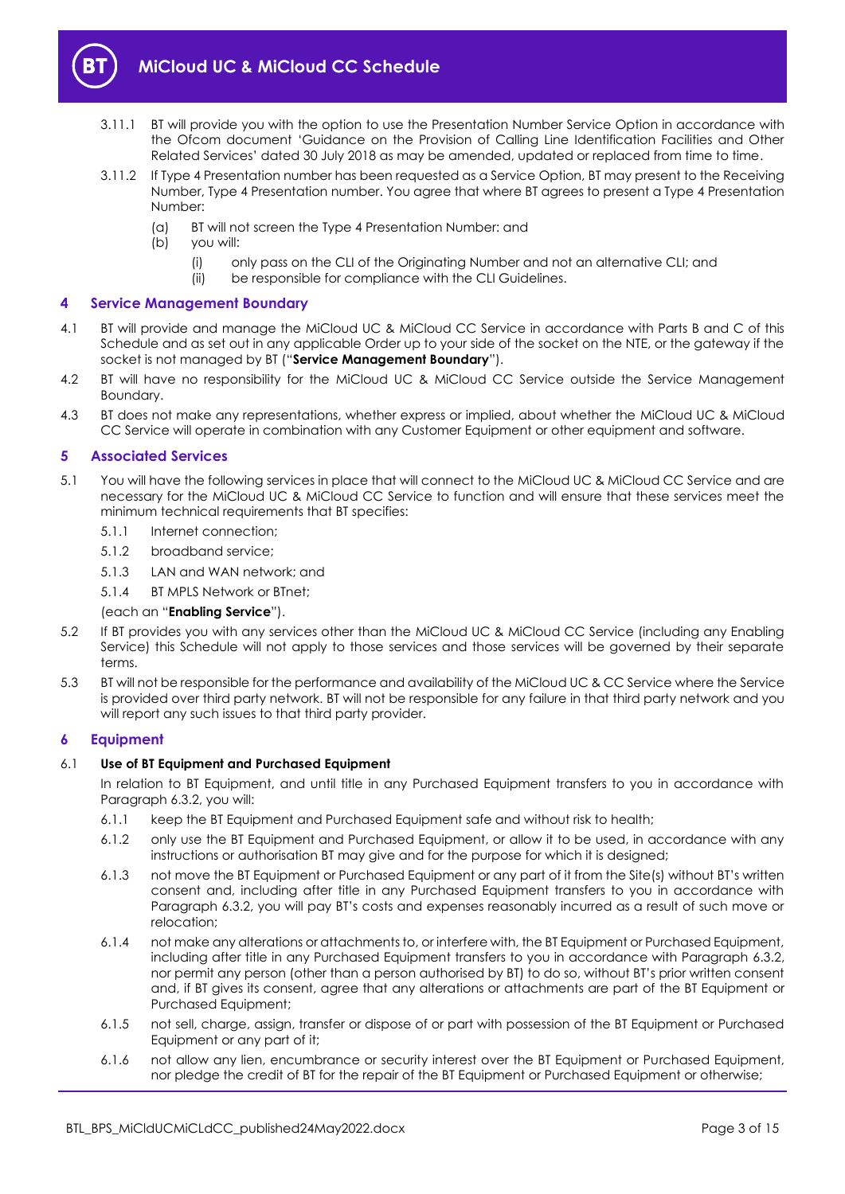3.11.1 BT will provide you with the option to use the Presentation Number Service Option in accordance with the Ofcom document 'Guidance on the Provision of Calling Line Identification Facilities and Other Related Services' dated 30 July 2018 as may be amended, updated or replaced from time to time.

3.11.2 If Type 4 Presentation number has been requested as a Service Option, BT may present to the Receiving Number, Type 4 Presentation number. You agree that where BT agrees to present a Type 4 Presentation Number:

(a) BT will not screen the Type 4 Presentation Number: and

(b) you will:

(i) only pass on the CLI of the Originating Number and not an alternative CLI; and

(ii) be responsible for compliance with the CLI Guidelines.

## 4 Service Management Boundary

4.1 BT will provide and manage the MiCloud UC & MiCloud CC Service in accordance with Parts B and C of this Schedule and as set out in any applicable Order up to your side of the socket on the NTE, or the gateway if the socket is not managed by BT ("**Service Management Boundary**").

4.2 BT will have no responsibility for the MiCloud UC & MiCloud CC Service outside the Service Management Boundary.

4.3 BT does not make any representations, whether express or implied, about whether the MiCloud UC & MiCloud CC Service will operate in combination with any Customer Equipment or other equipment and software.

## 5 Associated Services

5.1 You will have the following services in place that will connect to the MiCloud UC & MiCloud CC Service and are necessary for the MiCloud UC & MiCloud CC Service to function and will ensure that these services meet the minimum technical requirements that BT specifies:

5.1.1 Internet connection;

5.1.2 broadband service;

5.1.3 LAN and WAN network; and

5.1.4 BT MPLS Network or BTnet;

(each an "**Enabling Service**").

5.2 If BT provides you with any services other than the MiCloud UC & MiCloud CC Service (including any Enabling Service) this Schedule will not apply to those services and those services will be governed by their separate terms.

5.3 BT will not be responsible for the performance and availability of the MiCloud UC & CC Service where the Service is provided over third party network. BT will not be responsible for any failure in that third party network and you will report any such issues to that third party provider.

## 6 Equipment

### 6.1 Use of BT Equipment and Purchased Equipment

In relation to BT Equipment, and until title in any Purchased Equipment transfers to you in accordance with Paragraph 6.3.2, you will:

6.1.1 keep the BT Equipment and Purchased Equipment safe and without risk to health;

6.1.2 only use the BT Equipment and Purchased Equipment, or allow it to be used, in accordance with any instructions or authorisation BT may give and for the purpose for which it is designed;

6.1.3 not move the BT Equipment or Purchased Equipment or any part of it from the Site(s) without BT's written consent and, including after title in any Purchased Equipment transfers to you in accordance with Paragraph 6.3.2, you will pay BT's costs and expenses reasonably incurred as a result of such move or relocation;

6.1.4 not make any alterations or attachments to, or interfere with, the BT Equipment or Purchased Equipment, including after title in any Purchased Equipment transfers to you in accordance with Paragraph 6.3.2, nor permit any person (other than a person authorised by BT) to do so, without BT's prior written consent and, if BT gives its consent, agree that any alterations or attachments are part of the BT Equipment or Purchased Equipment;

6.1.5 not sell, charge, assign, transfer or dispose of or part with possession of the BT Equipment or Purchased Equipment or any part of it;

6.1.6 not allow any lien, encumbrance or security interest over the BT Equipment or Purchased Equipment, nor pledge the credit of BT for the repair of the BT Equipment or Purchased Equipment or otherwise;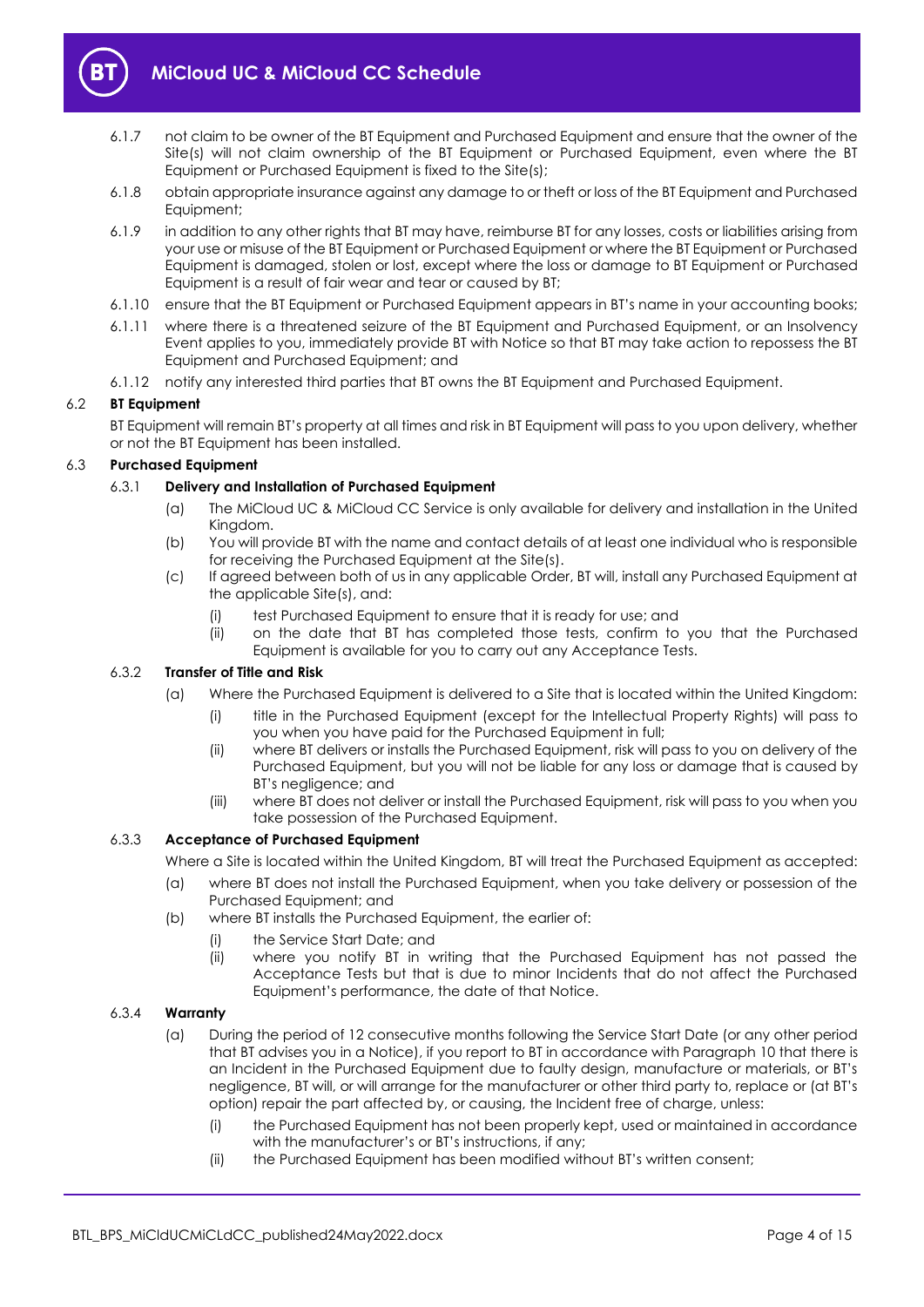6.1.7 not claim to be owner of the BT Equipment and Purchased Equipment and ensure that the owner of the Site(s) will not claim ownership of the BT Equipment or Purchased Equipment, even where the BT Equipment or Purchased Equipment is fixed to the Site(s);

6.1.8 obtain appropriate insurance against any damage to or theft or loss of the BT Equipment and Purchased Equipment;

6.1.9 in addition to any other rights that BT may have, reimburse BT for any losses, costs or liabilities arising from your use or misuse of the BT Equipment or Purchased Equipment or where the BT Equipment or Purchased Equipment is damaged, stolen or lost, except where the loss or damage to BT Equipment or Purchased Equipment is a result of fair wear and tear or caused by BT;

6.1.10 ensure that the BT Equipment or Purchased Equipment appears in BT's name in your accounting books;

6.1.11 where there is a threatened seizure of the BT Equipment and Purchased Equipment, or an Insolvency Event applies to you, immediately provide BT with Notice so that BT may take action to repossess the BT Equipment and Purchased Equipment; and

6.1.12 notify any interested third parties that BT owns the BT Equipment and Purchased Equipment.

**6.2 BT Equipment**

BT Equipment will remain BT's property at all times and risk in BT Equipment will pass to you upon delivery, whether or not the BT Equipment has been installed.

**6.3 Purchased Equipment**

**6.3.1 Delivery and Installation of Purchased Equipment**

(a) The MiCloud UC & MiCloud CC Service is only available for delivery and installation in the United Kingdom.

(b) You will provide BT with the name and contact details of at least one individual who is responsible for receiving the Purchased Equipment at the Site(s).

(c) If agreed between both of us in any applicable Order, BT will, install any Purchased Equipment at the applicable Site(s), and:

(i) test Purchased Equipment to ensure that it is ready for use; and

(ii) on the date that BT has completed those tests, confirm to you that the Purchased Equipment is available for you to carry out any Acceptance Tests.

**6.3.2 Transfer of Title and Risk**

(a) Where the Purchased Equipment is delivered to a Site that is located within the United Kingdom:

(i) title in the Purchased Equipment (except for the Intellectual Property Rights) will pass to you when you have paid for the Purchased Equipment in full;

(ii) where BT delivers or installs the Purchased Equipment, risk will pass to you on delivery of the Purchased Equipment, but you will not be liable for any loss or damage that is caused by BT's negligence; and

(iii) where BT does not deliver or install the Purchased Equipment, risk will pass to you when you take possession of the Purchased Equipment.

**6.3.3 Acceptance of Purchased Equipment**

Where a Site is located within the United Kingdom, BT will treat the Purchased Equipment as accepted:

(a) where BT does not install the Purchased Equipment, when you take delivery or possession of the Purchased Equipment; and

(b) where BT installs the Purchased Equipment, the earlier of:

(i) the Service Start Date; and

(ii) where you notify BT in writing that the Purchased Equipment has not passed the Acceptance Tests but that is due to minor Incidents that do not affect the Purchased Equipment's performance, the date of that Notice.

**6.3.4 Warranty**

(a) During the period of 12 consecutive months following the Service Start Date (or any other period that BT advises you in a Notice), if you report to BT in accordance with Paragraph 10 that there is an Incident in the Purchased Equipment due to faulty design, manufacture or materials, or BT's negligence, BT will, or will arrange for the manufacturer or other third party to, replace or (at BT's option) repair the part affected by, or causing, the Incident free of charge, unless:

(i) the Purchased Equipment has not been properly kept, used or maintained in accordance with the manufacturer's or BT's instructions, if any;

(ii) the Purchased Equipment has been modified without BT's written consent;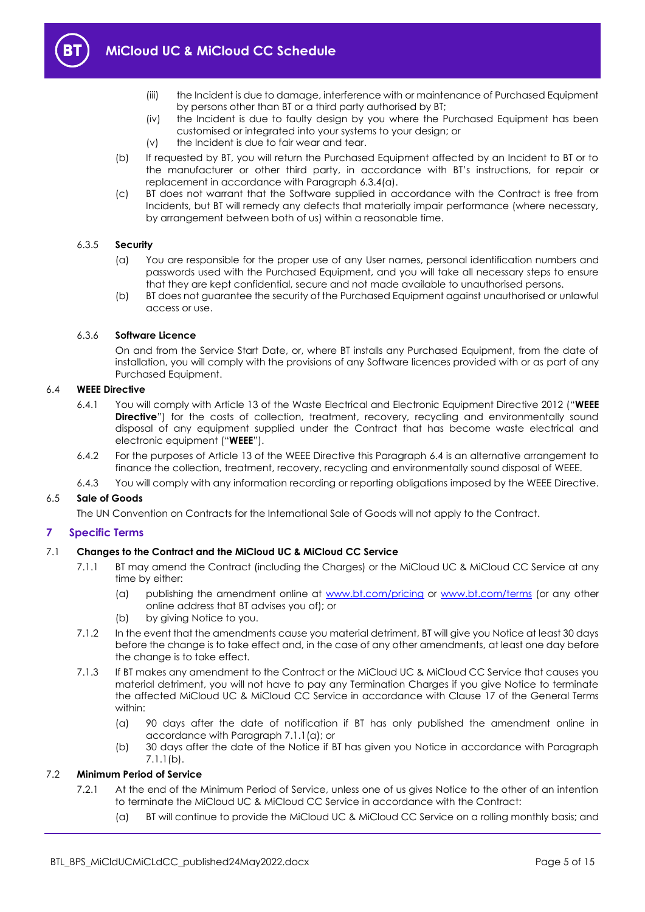(iii) the Incident is due to damage, interference with or maintenance of Purchased Equipment by persons other than BT or a third party authorised by BT;

(iv) the Incident is due to faulty design by you where the Purchased Equipment has been customised or integrated into your systems to your design; or

(v) the Incident is due to fair wear and tear.

(b) If requested by BT, you will return the Purchased Equipment affected by an Incident to BT or to the manufacturer or other third party, in accordance with BT's instructions, for repair or replacement in accordance with Paragraph 6.3.4(a).

(c) BT does not warrant that the Software supplied in accordance with the Contract is free from Incidents, but BT will remedy any defects that materially impair performance (where necessary, by arrangement between both of us) within a reasonable time.

6.3.5 **Security**

(a) You are responsible for the proper use of any User names, personal identification numbers and passwords used with the Purchased Equipment, and you will take all necessary steps to ensure that they are kept confidential, secure and not made available to unauthorised persons.

(b) BT does not guarantee the security of the Purchased Equipment against unauthorised or unlawful access or use.

6.3.6 **Software Licence**

On and from the Service Start Date, or, where BT installs any Purchased Equipment, from the date of installation, you will comply with the provisions of any Software licences provided with or as part of any Purchased Equipment.

6.4 **WEEE Directive**

6.4.1 You will comply with Article 13 of the Waste Electrical and Electronic Equipment Directive 2012 ("**WEEE Directive**") for the costs of collection, treatment, recovery, recycling and environmentally sound disposal of any equipment supplied under the Contract that has become waste electrical and electronic equipment ("**WEEE**").

6.4.2 For the purposes of Article 13 of the WEEE Directive this Paragraph 6.4 is an alternative arrangement to finance the collection, treatment, recovery, recycling and environmentally sound disposal of WEEE.

6.4.3 You will comply with any information recording or reporting obligations imposed by the WEEE Directive.

6.5 **Sale of Goods**

The UN Convention on Contracts for the International Sale of Goods will not apply to the Contract.

## 7 Specific Terms

7.1 **Changes to the Contract and the MiCloud UC & MiCloud CC Service**

7.1.1 BT may amend the Contract (including the Charges) or the MiCloud UC & MiCloud CC Service at any time by either:

(a) publishing the amendment online at www.bt.com/pricing or www.bt.com/terms (or any other online address that BT advises you of); or

(b) by giving Notice to you.

7.1.2 In the event that the amendments cause you material detriment, BT will give you Notice at least 30 days before the change is to take effect and, in the case of any other amendments, at least one day before the change is to take effect.

7.1.3 If BT makes any amendment to the Contract or the MiCloud UC & MiCloud CC Service that causes you material detriment, you will not have to pay any Termination Charges if you give Notice to terminate the affected MiCloud UC & MiCloud CC Service in accordance with Clause 17 of the General Terms within:

(a) 90 days after the date of notification if BT has only published the amendment online in accordance with Paragraph 7.1.1(a); or

(b) 30 days after the date of the Notice if BT has given you Notice in accordance with Paragraph 7.1.1(b).

7.2 **Minimum Period of Service**

7.2.1 At the end of the Minimum Period of Service, unless one of us gives Notice to the other of an intention to terminate the MiCloud UC & MiCloud CC Service in accordance with the Contract:

(a) BT will continue to provide the MiCloud UC & MiCloud CC Service on a rolling monthly basis; and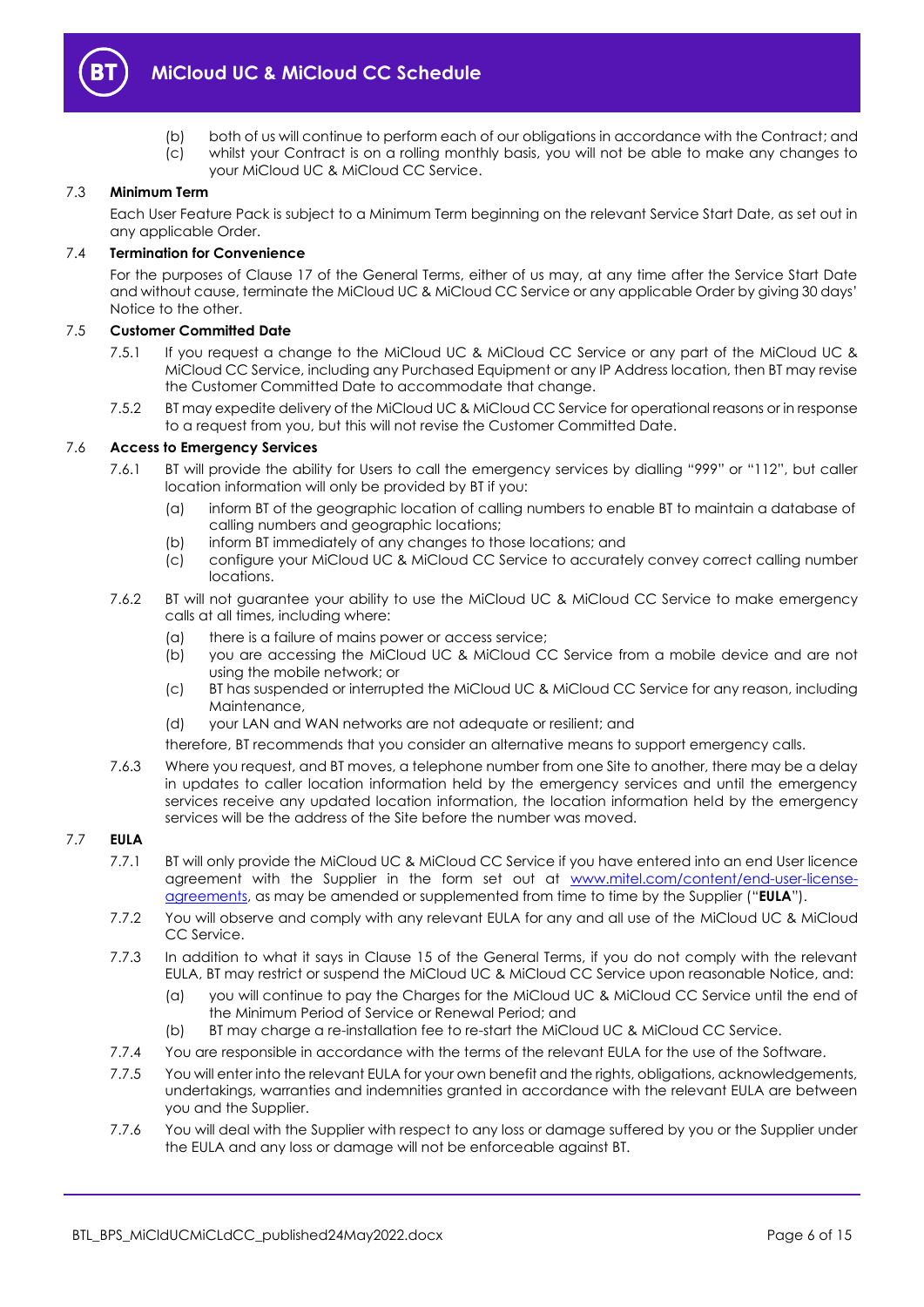(b) both of us will continue to perform each of our obligations in accordance with the Contract; and

(c) whilst your Contract is on a rolling monthly basis, you will not be able to make any changes to your MiCloud UC & MiCloud CC Service.

### 7.3 Minimum Term

Each User Feature Pack is subject to a Minimum Term beginning on the relevant Service Start Date, as set out in any applicable Order.

### 7.4 Termination for Convenience

For the purposes of Clause 17 of the General Terms, either of us may, at any time after the Service Start Date and without cause, terminate the MiCloud UC & MiCloud CC Service or any applicable Order by giving 30 days' Notice to the other.

### 7.5 Customer Committed Date

7.5.1 If you request a change to the MiCloud UC & MiCloud CC Service or any part of the MiCloud UC & MiCloud CC Service, including any Purchased Equipment or any IP Address location, then BT may revise the Customer Committed Date to accommodate that change.

7.5.2 BT may expedite delivery of the MiCloud UC & MiCloud CC Service for operational reasons or in response to a request from you, but this will not revise the Customer Committed Date.

### 7.6 Access to Emergency Services

7.6.1 BT will provide the ability for Users to call the emergency services by dialling "999" or "112", but caller location information will only be provided by BT if you:

(a) inform BT of the geographic location of calling numbers to enable BT to maintain a database of calling numbers and geographic locations;

(b) inform BT immediately of any changes to those locations; and

(c) configure your MiCloud UC & MiCloud CC Service to accurately convey correct calling number locations.

7.6.2 BT will not guarantee your ability to use the MiCloud UC & MiCloud CC Service to make emergency calls at all times, including where:

(a) there is a failure of mains power or access service;

(b) you are accessing the MiCloud UC & MiCloud CC Service from a mobile device and are not using the mobile network; or

(c) BT has suspended or interrupted the MiCloud UC & MiCloud CC Service for any reason, including Maintenance,

(d) your LAN and WAN networks are not adequate or resilient; and

therefore, BT recommends that you consider an alternative means to support emergency calls.

7.6.3 Where you request, and BT moves, a telephone number from one Site to another, there may be a delay in updates to caller location information held by the emergency services and until the emergency services receive any updated location information, the location information held by the emergency services will be the address of the Site before the number was moved.

### 7.7 EULA

7.7.1 BT will only provide the MiCloud UC & MiCloud CC Service if you have entered into an end User licence agreement with the Supplier in the form set out at www.mitel.com/content/end-user-license-agreements, as may be amended or supplemented from time to time by the Supplier ("**EULA**").

7.7.2 You will observe and comply with any relevant EULA for any and all use of the MiCloud UC & MiCloud CC Service.

7.7.3 In addition to what it says in Clause 15 of the General Terms, if you do not comply with the relevant EULA, BT may restrict or suspend the MiCloud UC & MiCloud CC Service upon reasonable Notice, and:

(a) you will continue to pay the Charges for the MiCloud UC & MiCloud CC Service until the end of the Minimum Period of Service or Renewal Period; and

(b) BT may charge a re-installation fee to re-start the MiCloud UC & MiCloud CC Service.

7.7.4 You are responsible in accordance with the terms of the relevant EULA for the use of the Software.

7.7.5 You will enter into the relevant EULA for your own benefit and the rights, obligations, acknowledgements, undertakings, warranties and indemnities granted in accordance with the relevant EULA are between you and the Supplier.

7.7.6 You will deal with the Supplier with respect to any loss or damage suffered by you or the Supplier under the EULA and any loss or damage will not be enforceable against BT.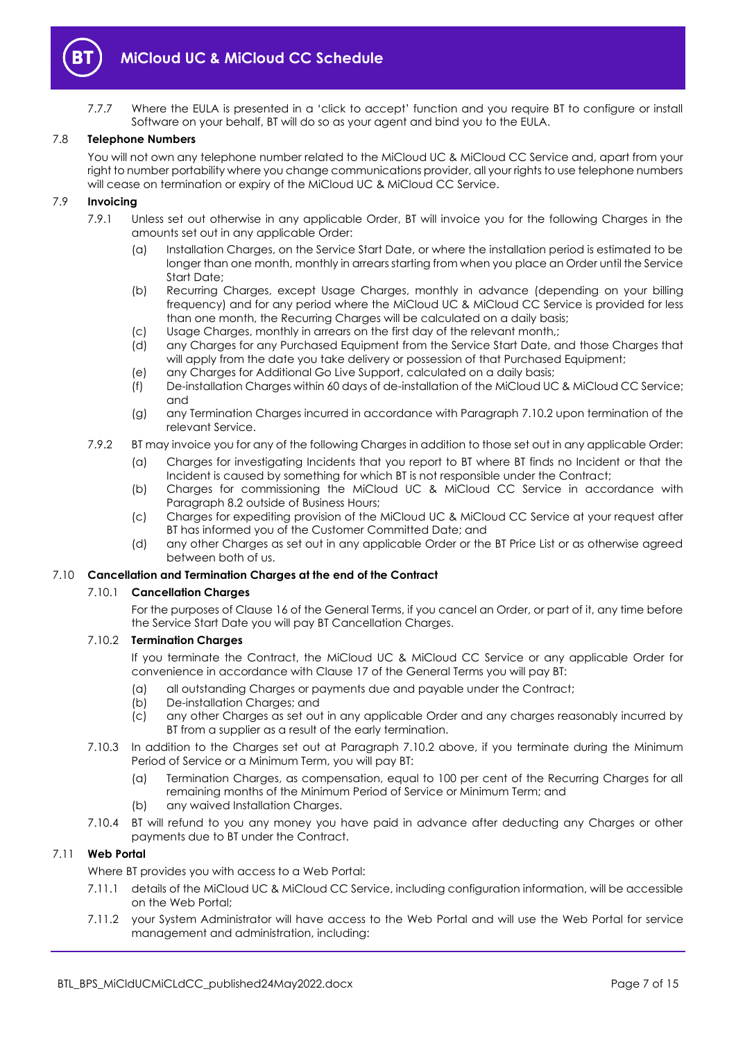7.7.7 Where the EULA is presented in a 'click to accept' function and you require BT to configure or install Software on your behalf, BT will do so as your agent and bind you to the EULA.

### 7.8 Telephone Numbers

You will not own any telephone number related to the MiCloud UC & MiCloud CC Service and, apart from your right to number portability where you change communications provider, all your rights to use telephone numbers will cease on termination or expiry of the MiCloud UC & MiCloud CC Service.

### 7.9 Invoicing

7.9.1 Unless set out otherwise in any applicable Order, BT will invoice you for the following Charges in the amounts set out in any applicable Order:

(a) Installation Charges, on the Service Start Date, or where the installation period is estimated to be longer than one month, monthly in arrears starting from when you place an Order until the Service Start Date;

(b) Recurring Charges, except Usage Charges, monthly in advance (depending on your billing frequency) and for any period where the MiCloud UC & MiCloud CC Service is provided for less than one month, the Recurring Charges will be calculated on a daily basis;

(c) Usage Charges, monthly in arrears on the first day of the relevant month,;

(d) any Charges for any Purchased Equipment from the Service Start Date, and those Charges that will apply from the date you take delivery or possession of that Purchased Equipment;

(e) any Charges for Additional Go Live Support, calculated on a daily basis;

(f) De-installation Charges within 60 days of de-installation of the MiCloud UC & MiCloud CC Service; and

(g) any Termination Charges incurred in accordance with Paragraph 7.10.2 upon termination of the relevant Service.

7.9.2 BT may invoice you for any of the following Charges in addition to those set out in any applicable Order:

(a) Charges for investigating Incidents that you report to BT where BT finds no Incident or that the Incident is caused by something for which BT is not responsible under the Contract;

(b) Charges for commissioning the MiCloud UC & MiCloud CC Service in accordance with Paragraph 8.2 outside of Business Hours;

(c) Charges for expediting provision of the MiCloud UC & MiCloud CC Service at your request after BT has informed you of the Customer Committed Date; and

(d) any other Charges as set out in any applicable Order or the BT Price List or as otherwise agreed between both of us.

### 7.10 Cancellation and Termination Charges at the end of the Contract

#### 7.10.1 Cancellation Charges

For the purposes of Clause 16 of the General Terms, if you cancel an Order, or part of it, any time before the Service Start Date you will pay BT Cancellation Charges.

#### 7.10.2 Termination Charges

If you terminate the Contract, the MiCloud UC & MiCloud CC Service or any applicable Order for convenience in accordance with Clause 17 of the General Terms you will pay BT:

(a) all outstanding Charges or payments due and payable under the Contract;

(b) De-installation Charges; and

(c) any other Charges as set out in any applicable Order and any charges reasonably incurred by BT from a supplier as a result of the early termination.

7.10.3 In addition to the Charges set out at Paragraph 7.10.2 above, if you terminate during the Minimum Period of Service or a Minimum Term, you will pay BT:

(a) Termination Charges, as compensation, equal to 100 per cent of the Recurring Charges for all remaining months of the Minimum Period of Service or Minimum Term; and

(b) any waived Installation Charges.

7.10.4 BT will refund to you any money you have paid in advance after deducting any Charges or other payments due to BT under the Contract.

### 7.11 Web Portal

Where BT provides you with access to a Web Portal:

7.11.1 details of the MiCloud UC & MiCloud CC Service, including configuration information, will be accessible on the Web Portal;

7.11.2 your System Administrator will have access to the Web Portal and will use the Web Portal for service management and administration, including: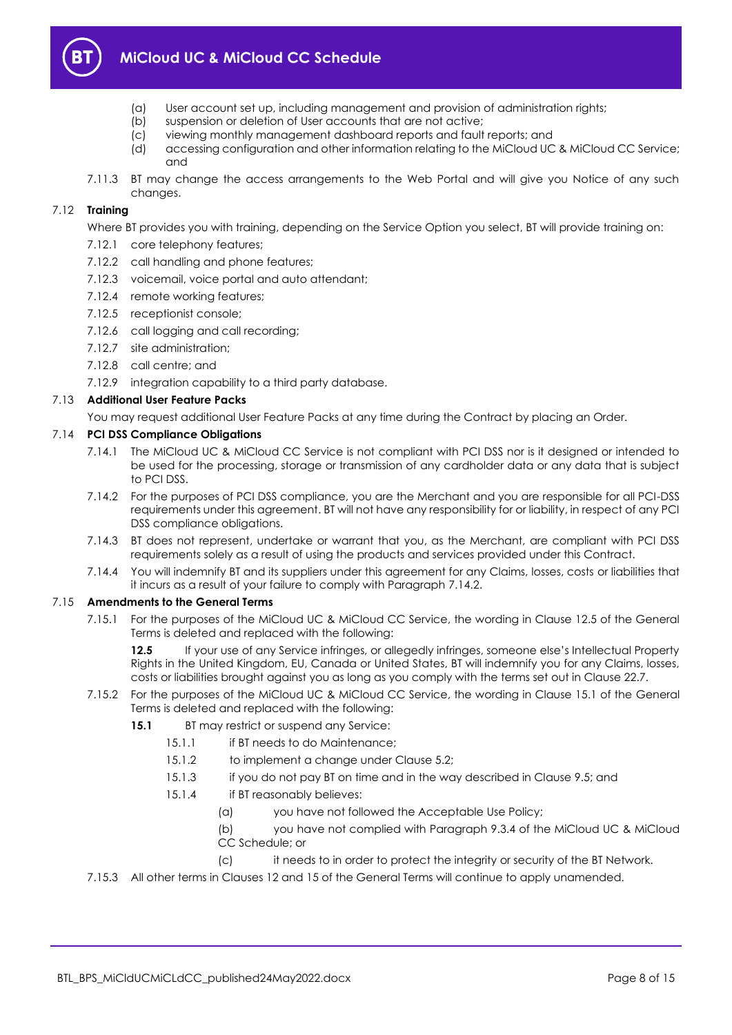(a) User account set up, including management and provision of administration rights;

(b) suspension or deletion of User accounts that are not active;

(c) viewing monthly management dashboard reports and fault reports; and

(d) accessing configuration and other information relating to the MiCloud UC & MiCloud CC Service; and

7.11.3 BT may change the access arrangements to the Web Portal and will give you Notice of any such changes.

### 7.12 Training

Where BT provides you with training, depending on the Service Option you select, BT will provide training on:

7.12.1 core telephony features;

7.12.2 call handling and phone features;

7.12.3 voicemail, voice portal and auto attendant;

7.12.4 remote working features;

7.12.5 receptionist console;

7.12.6 call logging and call recording;

7.12.7 site administration;

7.12.8 call centre; and

7.12.9 integration capability to a third party database.

### 7.13 Additional User Feature Packs

You may request additional User Feature Packs at any time during the Contract by placing an Order.

### 7.14 PCI DSS Compliance Obligations

7.14.1 The MiCloud UC & MiCloud CC Service is not compliant with PCI DSS nor is it designed or intended to be used for the processing, storage or transmission of any cardholder data or any data that is subject to PCI DSS.

7.14.2 For the purposes of PCI DSS compliance, you are the Merchant and you are responsible for all PCI-DSS requirements under this agreement. BT will not have any responsibility for or liability, in respect of any PCI DSS compliance obligations.

7.14.3 BT does not represent, undertake or warrant that you, as the Merchant, are compliant with PCI DSS requirements solely as a result of using the products and services provided under this Contract.

7.14.4 You will indemnify BT and its suppliers under this agreement for any Claims, losses, costs or liabilities that it incurs as a result of your failure to comply with Paragraph 7.14.2.

### 7.15 Amendments to the General Terms

7.15.1 For the purposes of the MiCloud UC & MiCloud CC Service, the wording in Clause 12.5 of the General Terms is deleted and replaced with the following:

**12.5** If your use of any Service infringes, or allegedly infringes, someone else's Intellectual Property Rights in the United Kingdom, EU, Canada or United States, BT will indemnify you for any Claims, losses, costs or liabilities brought against you as long as you comply with the terms set out in Clause 22.7.

7.15.2 For the purposes of the MiCloud UC & MiCloud CC Service, the wording in Clause 15.1 of the General Terms is deleted and replaced with the following:

**15.1** BT may restrict or suspend any Service:

15.1.1 if BT needs to do Maintenance;

15.1.2 to implement a change under Clause 5.2;

15.1.3 if you do not pay BT on time and in the way described in Clause 9.5; and

15.1.4 if BT reasonably believes:

(a) you have not followed the Acceptable Use Policy;

(b) you have not complied with Paragraph 9.3.4 of the MiCloud UC & MiCloud CC Schedule; or

(c) it needs to in order to protect the integrity or security of the BT Network.

7.15.3 All other terms in Clauses 12 and 15 of the General Terms will continue to apply unamended.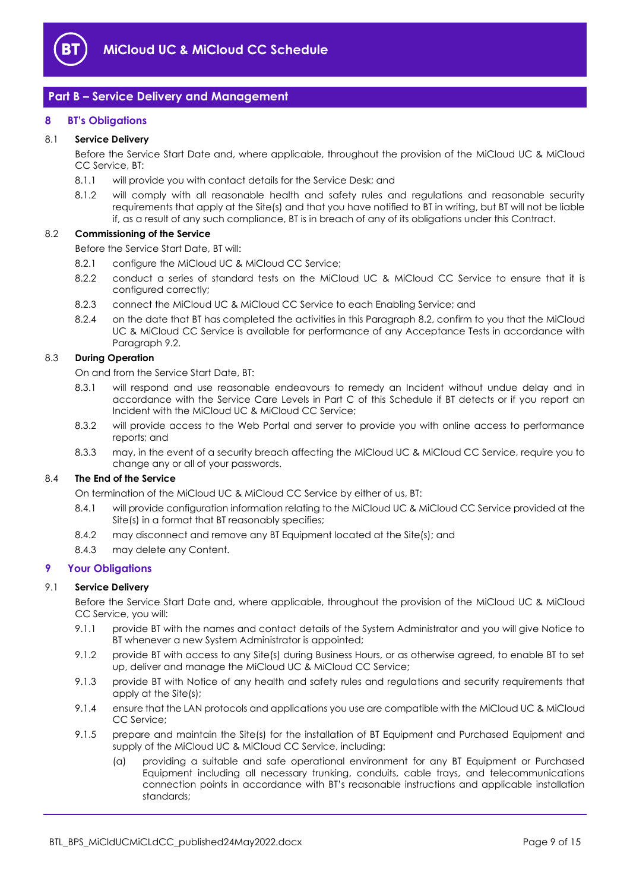## Part B – Service Delivery and Management

### 8 BT's Obligations

**8.1 Service Delivery**

Before the Service Start Date and, where applicable, throughout the provision of the MiCloud UC & MiCloud CC Service, BT:

8.1.1 will provide you with contact details for the Service Desk; and

8.1.2 will comply with all reasonable health and safety rules and regulations and reasonable security requirements that apply at the Site(s) and that you have notified to BT in writing, but BT will not be liable if, as a result of any such compliance, BT is in breach of any of its obligations under this Contract.

**8.2 Commissioning of the Service**

Before the Service Start Date, BT will:

8.2.1 configure the MiCloud UC & MiCloud CC Service;

8.2.2 conduct a series of standard tests on the MiCloud UC & MiCloud CC Service to ensure that it is configured correctly;

8.2.3 connect the MiCloud UC & MiCloud CC Service to each Enabling Service; and

8.2.4 on the date that BT has completed the activities in this Paragraph 8.2, confirm to you that the MiCloud UC & MiCloud CC Service is available for performance of any Acceptance Tests in accordance with Paragraph 9.2.

**8.3 During Operation**

On and from the Service Start Date, BT:

8.3.1 will respond and use reasonable endeavours to remedy an Incident without undue delay and in accordance with the Service Care Levels in Part C of this Schedule if BT detects or if you report an Incident with the MiCloud UC & MiCloud CC Service;

8.3.2 will provide access to the Web Portal and server to provide you with online access to performance reports; and

8.3.3 may, in the event of a security breach affecting the MiCloud UC & MiCloud CC Service, require you to change any or all of your passwords.

**8.4 The End of the Service**

On termination of the MiCloud UC & MiCloud CC Service by either of us, BT:

8.4.1 will provide configuration information relating to the MiCloud UC & MiCloud CC Service provided at the Site(s) in a format that BT reasonably specifies;

8.4.2 may disconnect and remove any BT Equipment located at the Site(s); and

8.4.3 may delete any Content.

### 9 Your Obligations

**9.1 Service Delivery**

Before the Service Start Date and, where applicable, throughout the provision of the MiCloud UC & MiCloud CC Service, you will:

9.1.1 provide BT with the names and contact details of the System Administrator and you will give Notice to BT whenever a new System Administrator is appointed;

9.1.2 provide BT with access to any Site(s) during Business Hours, or as otherwise agreed, to enable BT to set up, deliver and manage the MiCloud UC & MiCloud CC Service;

9.1.3 provide BT with Notice of any health and safety rules and regulations and security requirements that apply at the Site(s);

9.1.4 ensure that the LAN protocols and applications you use are compatible with the MiCloud UC & MiCloud CC Service;

9.1.5 prepare and maintain the Site(s) for the installation of BT Equipment and Purchased Equipment and supply of the MiCloud UC & MiCloud CC Service, including:

(a) providing a suitable and safe operational environment for any BT Equipment or Purchased Equipment including all necessary trunking, conduits, cable trays, and telecommunications connection points in accordance with BT's reasonable instructions and applicable installation standards;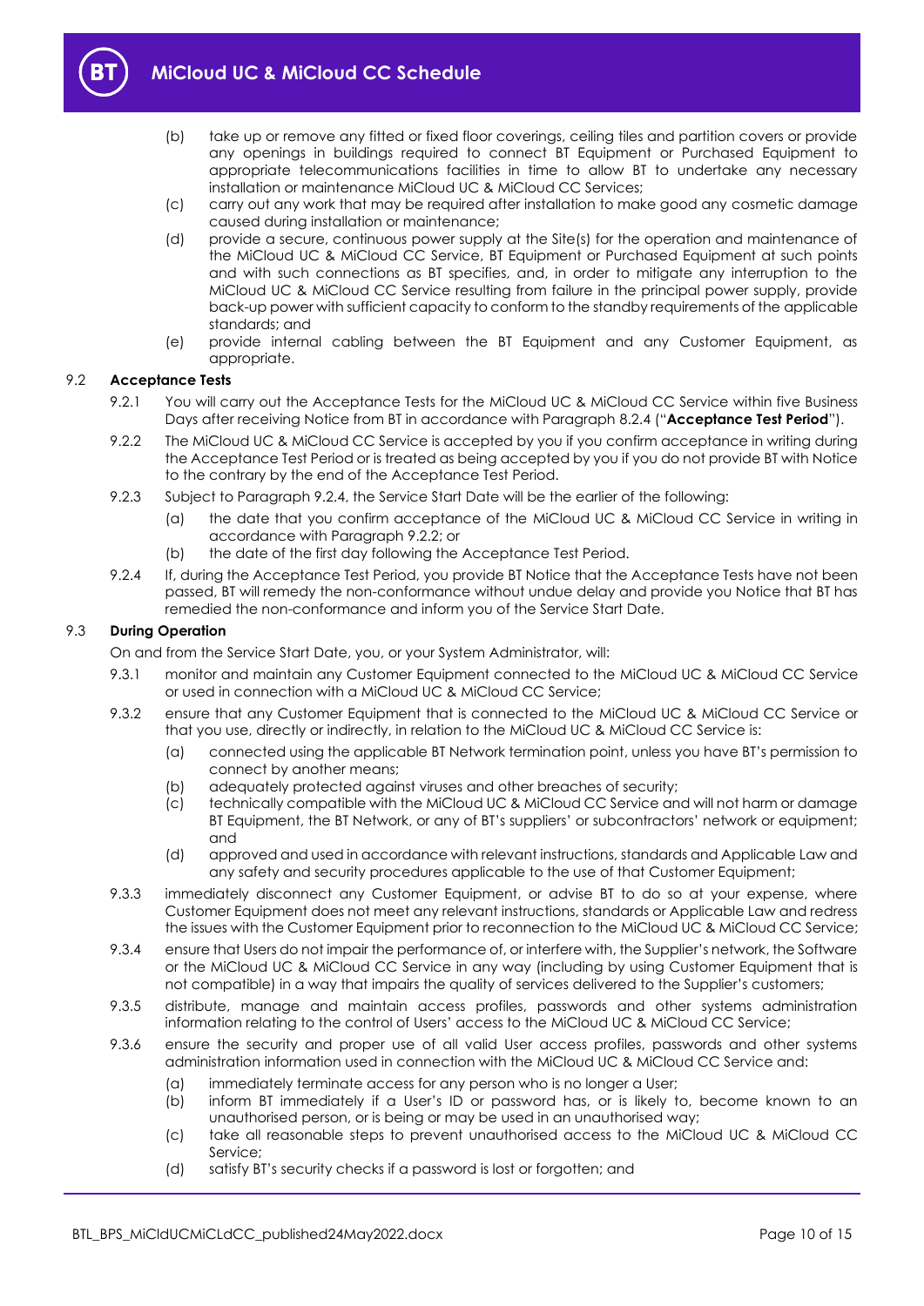(b) take up or remove any fitted or fixed floor coverings, ceiling tiles and partition covers or provide any openings in buildings required to connect BT Equipment or Purchased Equipment to appropriate telecommunications facilities in time to allow BT to undertake any necessary installation or maintenance MiCloud UC & MiCloud CC Services;

(c) carry out any work that may be required after installation to make good any cosmetic damage caused during installation or maintenance;

(d) provide a secure, continuous power supply at the Site(s) for the operation and maintenance of the MiCloud UC & MiCloud CC Service, BT Equipment or Purchased Equipment at such points and with such connections as BT specifies, and, in order to mitigate any interruption to the MiCloud UC & MiCloud CC Service resulting from failure in the principal power supply, provide back-up power with sufficient capacity to conform to the standby requirements of the applicable standards; and

(e) provide internal cabling between the BT Equipment and any Customer Equipment, as appropriate.

### 9.2 Acceptance Tests

9.2.1 You will carry out the Acceptance Tests for the MiCloud UC & MiCloud CC Service within five Business Days after receiving Notice from BT in accordance with Paragraph 8.2.4 ("**Acceptance Test Period**").

9.2.2 The MiCloud UC & MiCloud CC Service is accepted by you if you confirm acceptance in writing during the Acceptance Test Period or is treated as being accepted by you if you do not provide BT with Notice to the contrary by the end of the Acceptance Test Period.

9.2.3 Subject to Paragraph 9.2.4, the Service Start Date will be the earlier of the following:

(a) the date that you confirm acceptance of the MiCloud UC & MiCloud CC Service in writing in accordance with Paragraph 9.2.2; or

(b) the date of the first day following the Acceptance Test Period.

9.2.4 If, during the Acceptance Test Period, you provide BT Notice that the Acceptance Tests have not been passed, BT will remedy the non-conformance without undue delay and provide you Notice that BT has remedied the non-conformance and inform you of the Service Start Date.

### 9.3 During Operation

On and from the Service Start Date, you, or your System Administrator, will:

9.3.1 monitor and maintain any Customer Equipment connected to the MiCloud UC & MiCloud CC Service or used in connection with a MiCloud UC & MiCloud CC Service;

9.3.2 ensure that any Customer Equipment that is connected to the MiCloud UC & MiCloud CC Service or that you use, directly or indirectly, in relation to the MiCloud UC & MiCloud CC Service is:

(a) connected using the applicable BT Network termination point, unless you have BT's permission to connect by another means;

(b) adequately protected against viruses and other breaches of security;

(c) technically compatible with the MiCloud UC & MiCloud CC Service and will not harm or damage BT Equipment, the BT Network, or any of BT's suppliers' or subcontractors' network or equipment; and

(d) approved and used in accordance with relevant instructions, standards and Applicable Law and any safety and security procedures applicable to the use of that Customer Equipment;

9.3.3 immediately disconnect any Customer Equipment, or advise BT to do so at your expense, where Customer Equipment does not meet any relevant instructions, standards or Applicable Law and redress the issues with the Customer Equipment prior to reconnection to the MiCloud UC & MiCloud CC Service;

9.3.4 ensure that Users do not impair the performance of, or interfere with, the Supplier's network, the Software or the MiCloud UC & MiCloud CC Service in any way (including by using Customer Equipment that is not compatible) in a way that impairs the quality of services delivered to the Supplier's customers;

9.3.5 distribute, manage and maintain access profiles, passwords and other systems administration information relating to the control of Users' access to the MiCloud UC & MiCloud CC Service;

9.3.6 ensure the security and proper use of all valid User access profiles, passwords and other systems administration information used in connection with the MiCloud UC & MiCloud CC Service and:

(a) immediately terminate access for any person who is no longer a User;

(b) inform BT immediately if a User's ID or password has, or is likely to, become known to an unauthorised person, or is being or may be used in an unauthorised way;

(c) take all reasonable steps to prevent unauthorised access to the MiCloud UC & MiCloud CC Service;

(d) satisfy BT's security checks if a password is lost or forgotten; and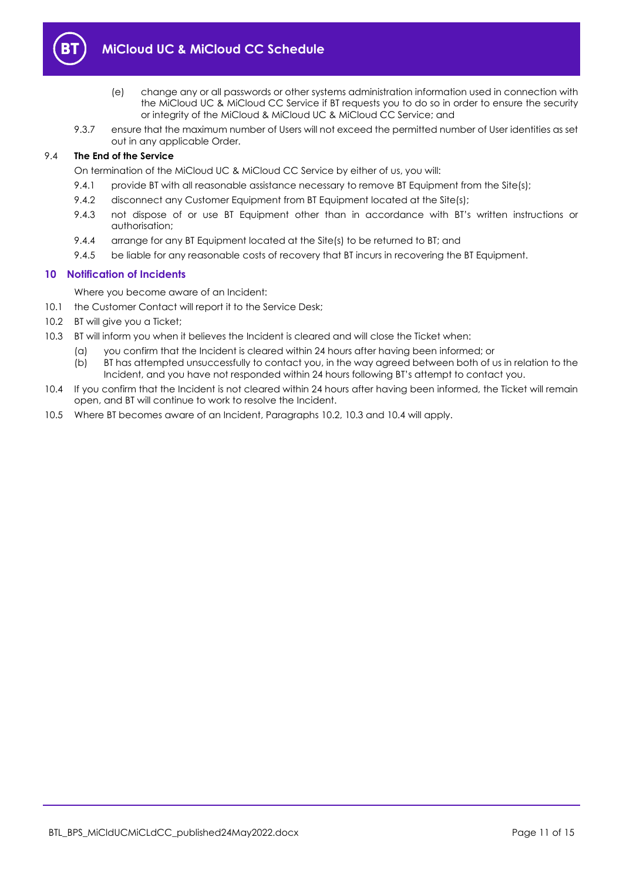(e) change any or all passwords or other systems administration information used in connection with the MiCloud UC & MiCloud CC Service if BT requests you to do so in order to ensure the security or integrity of the MiCloud & MiCloud UC & MiCloud CC Service; and

9.3.7 ensure that the maximum number of Users will not exceed the permitted number of User identities as set out in any applicable Order.

9.4 **The End of the Service**

On termination of the MiCloud UC & MiCloud CC Service by either of us, you will:

9.4.1 provide BT with all reasonable assistance necessary to remove BT Equipment from the Site(s);

9.4.2 disconnect any Customer Equipment from BT Equipment located at the Site(s);

9.4.3 not dispose of or use BT Equipment other than in accordance with BT's written instructions or authorisation;

9.4.4 arrange for any BT Equipment located at the Site(s) to be returned to BT; and

9.4.5 be liable for any reasonable costs of recovery that BT incurs in recovering the BT Equipment.

## 10 Notification of Incidents

Where you become aware of an Incident:

10.1 the Customer Contact will report it to the Service Desk;

10.2 BT will give you a Ticket;

10.3 BT will inform you when it believes the Incident is cleared and will close the Ticket when:

(a) you confirm that the Incident is cleared within 24 hours after having been informed; or

(b) BT has attempted unsuccessfully to contact you, in the way agreed between both of us in relation to the Incident, and you have not responded within 24 hours following BT's attempt to contact you.

10.4 If you confirm that the Incident is not cleared within 24 hours after having been informed, the Ticket will remain open, and BT will continue to work to resolve the Incident.

10.5 Where BT becomes aware of an Incident, Paragraphs 10.2, 10.3 and 10.4 will apply.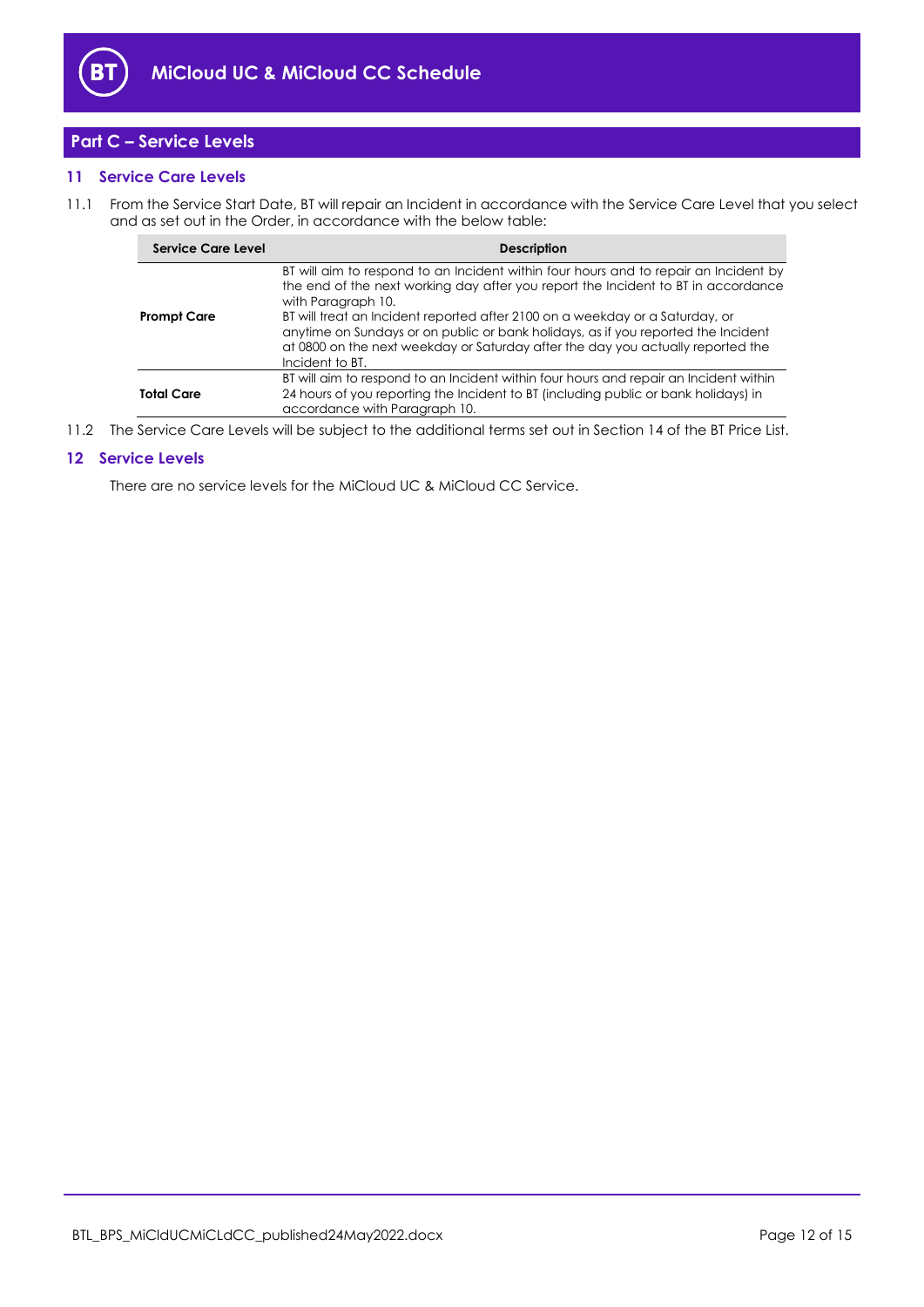## Part C – Service Levels

### 11 Service Care Levels

11.1 From the Service Start Date, BT will repair an Incident in accordance with the Service Care Level that you select and as set out in the Order, in accordance with the below table:

| Service Care Level | Description |
|---|---|
| **Prompt Care** | BT will aim to respond to an Incident within four hours and to repair an Incident by the end of the next working day after you report the Incident to BT in accordance with Paragraph 10.<br>BT will treat an Incident reported after 2100 on a weekday or a Saturday, or anytime on Sundays or on public or bank holidays, as if you reported the Incident at 0800 on the next weekday or Saturday after the day you actually reported the Incident to BT. |
| **Total Care** | BT will aim to respond to an Incident within four hours and repair an Incident within 24 hours of you reporting the Incident to BT (including public or bank holidays) in accordance with Paragraph 10. |

11.2 The Service Care Levels will be subject to the additional terms set out in Section 14 of the BT Price List.

### 12 Service Levels

There are no service levels for the MiCloud UC & MiCloud CC Service.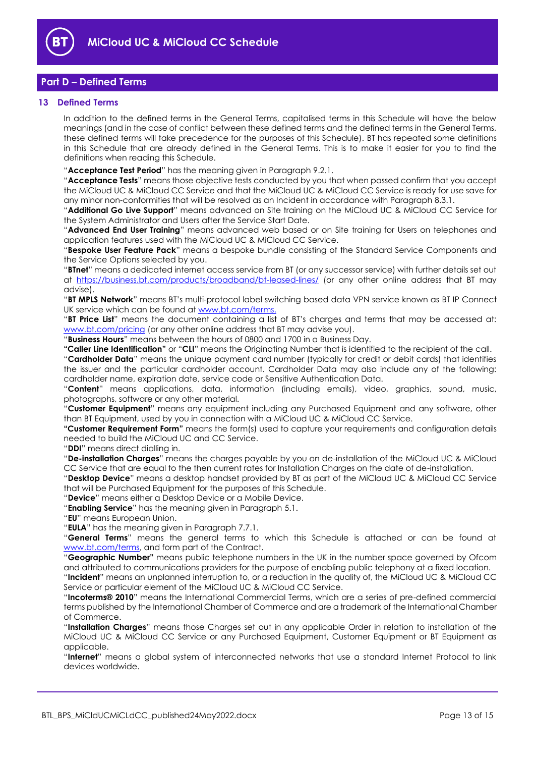## Part D – Defined Terms

### 13 Defined Terms

In addition to the defined terms in the General Terms, capitalised terms in this Schedule will have the below meanings (and in the case of conflict between these defined terms and the defined terms in the General Terms, these defined terms will take precedence for the purposes of this Schedule). BT has repeated some definitions in this Schedule that are already defined in the General Terms. This is to make it easier for you to find the definitions when reading this Schedule.

"**Acceptance Test Period**" has the meaning given in Paragraph 9.2.1.

"**Acceptance Tests**" means those objective tests conducted by you that when passed confirm that you accept the MiCloud UC & MiCloud CC Service and that the MiCloud UC & MiCloud CC Service is ready for use save for any minor non-conformities that will be resolved as an Incident in accordance with Paragraph 8.3.1.

"**Additional Go Live Support**" means advanced on Site training on the MiCloud UC & MiCloud CC Service for the System Administrator and Users after the Service Start Date.

"**Advanced End User Training**" means advanced web based or on Site training for Users on telephones and application features used with the MiCloud UC & MiCloud CC Service.

"**Bespoke User Feature Pack**" means a bespoke bundle consisting of the Standard Service Components and the Service Options selected by you.

"**BTnet**" means a dedicated internet access service from BT (or any successor service) with further details set out at https://business.bt.com/products/broadband/bt-leased-lines/ (or any other online address that BT may advise).

"**BT MPLS Network**" means BT's multi-protocol label switching based data VPN service known as BT IP Connect UK service which can be found at www.bt.com/terms.

"**BT Price List**" means the document containing a list of BT's charges and terms that may be accessed at: www.bt.com/pricing (or any other online address that BT may advise you).

"**Business Hours**" means between the hours of 0800 and 1700 in a Business Day.

**"Caller Line Identification"** or "**CLI**" means the Originating Number that is identified to the recipient of the call.

"**Cardholder Data**" means the unique payment card number (typically for credit or debit cards) that identifies the issuer and the particular cardholder account. Cardholder Data may also include any of the following: cardholder name, expiration date, service code or Sensitive Authentication Data.

"**Content**" means applications, data, information (including emails), video, graphics, sound, music, photographs, software or any other material.

"**Customer Equipment**" means any equipment including any Purchased Equipment and any software, other than BT Equipment, used by you in connection with a MiCloud UC & MiCloud CC Service.

**"Customer Requirement Form"** means the form(s) used to capture your requirements and configuration details needed to build the MiCloud UC and CC Service.

"**DDI**" means direct dialling in.

"**De-installation Charges**" means the charges payable by you on de-installation of the MiCloud UC & MiCloud CC Service that are equal to the then current rates for Installation Charges on the date of de-installation.

"**Desktop Device**" means a desktop handset provided by BT as part of the MiCloud UC & MiCloud CC Service that will be Purchased Equipment for the purposes of this Schedule.

"**Device**" means either a Desktop Device or a Mobile Device.

"**Enabling Service**" has the meaning given in Paragraph 5.1.

"**EU**" means European Union.

"**EULA**" has the meaning given in Paragraph 7.7.1.

"**General Terms**" means the general terms to which this Schedule is attached or can be found at www.bt.com/terms, and form part of the Contract.

"**Geographic Number"** means public telephone numbers in the UK in the number space governed by Ofcom and attributed to communications providers for the purpose of enabling public telephony at a fixed location.

"**Incident**" means an unplanned interruption to, or a reduction in the quality of, the MiCloud UC & MiCloud CC Service or particular element of the MiCloud UC & MiCloud CC Service.

"**Incoterms® 2010**" means the International Commercial Terms, which are a series of pre-defined commercial terms published by the International Chamber of Commerce and are a trademark of the International Chamber of Commerce.

"**Installation Charges**" means those Charges set out in any applicable Order in relation to installation of the MiCloud UC & MiCloud CC Service or any Purchased Equipment, Customer Equipment or BT Equipment as applicable.

"**Internet**" means a global system of interconnected networks that use a standard Internet Protocol to link devices worldwide.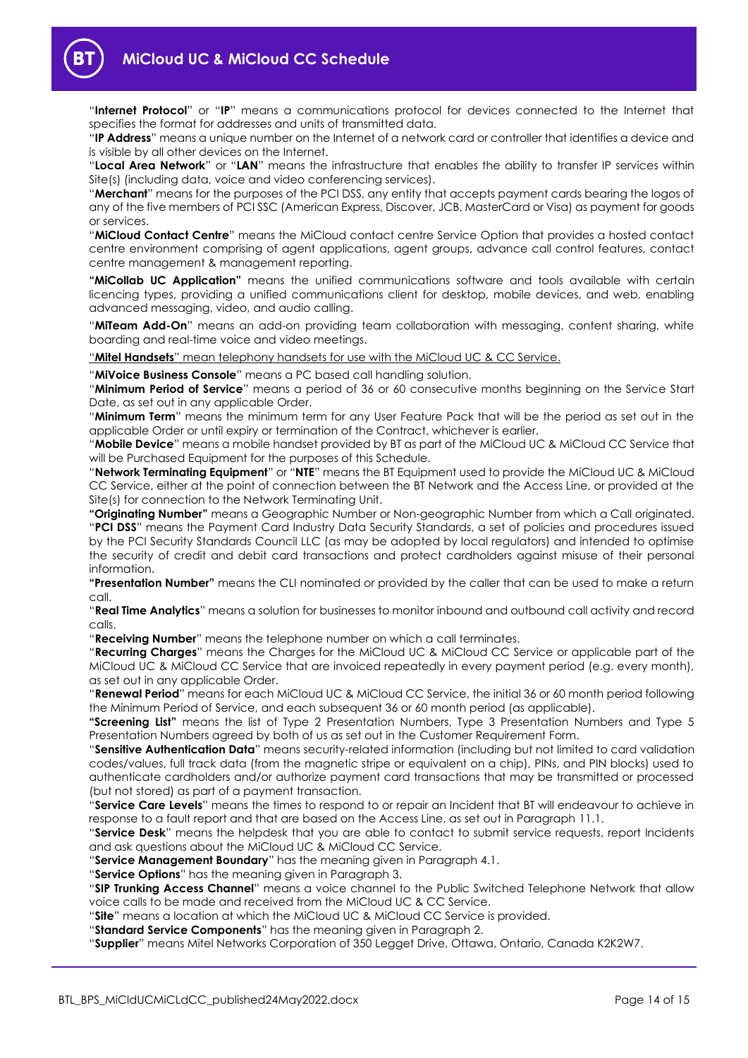"**Internet Protocol**" or "**IP**" means a communications protocol for devices connected to the Internet that specifies the format for addresses and units of transmitted data.

"**IP Address**" means a unique number on the Internet of a network card or controller that identifies a device and is visible by all other devices on the Internet.

"**Local Area Network**" or "**LAN**" means the infrastructure that enables the ability to transfer IP services within Site(s) (including data, voice and video conferencing services).

"**Merchant**" means for the purposes of the PCI DSS, any entity that accepts payment cards bearing the logos of any of the five members of PCI SSC (American Express, Discover, JCB, MasterCard or Visa) as payment for goods or services.

"**MiCloud Contact Centre**" means the MiCloud contact centre Service Option that provides a hosted contact centre environment comprising of agent applications, agent groups, advance call control features, contact centre management & management reporting.

**"MiCollab UC Application"** means the unified communications software and tools available with certain licencing types, providing a unified communications client for desktop, mobile devices, and web, enabling advanced messaging, video, and audio calling.

"**MiTeam Add-On**" means an add-on providing team collaboration with messaging, content sharing, white boarding and real-time voice and video meetings.

"**Mitel Handsets**" mean telephony handsets for use with the MiCloud UC & CC Service.

"**MiVoice Business Console**" means a PC based call handling solution.

"**Minimum Period of Service**" means a period of 36 or 60 consecutive months beginning on the Service Start Date, as set out in any applicable Order.

"**Minimum Term**" means the minimum term for any User Feature Pack that will be the period as set out in the applicable Order or until expiry or termination of the Contract, whichever is earlier.

"**Mobile Device**" means a mobile handset provided by BT as part of the MiCloud UC & MiCloud CC Service that will be Purchased Equipment for the purposes of this Schedule.

"**Network Terminating Equipment**" or "**NTE**" means the BT Equipment used to provide the MiCloud UC & MiCloud CC Service, either at the point of connection between the BT Network and the Access Line, or provided at the Site(s) for connection to the Network Terminating Unit.

**"Originating Number"** means a Geographic Number or Non-geographic Number from which a Call originated.

"**PCI DSS**" means the Payment Card Industry Data Security Standards, a set of policies and procedures issued by the PCI Security Standards Council LLC (as may be adopted by local regulators) and intended to optimise the security of credit and debit card transactions and protect cardholders against misuse of their personal information.

**"Presentation Number"** means the CLI nominated or provided by the caller that can be used to make a return call.

"**Real Time Analytics**" means a solution for businesses to monitor inbound and outbound call activity and record calls.

"**Receiving Number**" means the telephone number on which a call terminates.

"**Recurring Charges**" means the Charges for the MiCloud UC & MiCloud CC Service or applicable part of the MiCloud UC & MiCloud CC Service that are invoiced repeatedly in every payment period (e.g. every month), as set out in any applicable Order.

"**Renewal Period**" means for each MiCloud UC & MiCloud CC Service, the initial 36 or 60 month period following the Minimum Period of Service, and each subsequent 36 or 60 month period (as applicable).

**"Screening List"** means the list of Type 2 Presentation Numbers, Type 3 Presentation Numbers and Type 5 Presentation Numbers agreed by both of us as set out in the Customer Requirement Form.

"**Sensitive Authentication Data**" means security-related information (including but not limited to card validation codes/values, full track data (from the magnetic stripe or equivalent on a chip), PINs, and PIN blocks) used to authenticate cardholders and/or authorize payment card transactions that may be transmitted or processed (but not stored) as part of a payment transaction.

"**Service Care Levels**" means the times to respond to or repair an Incident that BT will endeavour to achieve in response to a fault report and that are based on the Access Line, as set out in Paragraph 11.1.

"**Service Desk**" means the helpdesk that you are able to contact to submit service requests, report Incidents and ask questions about the MiCloud UC & MiCloud CC Service.

"**Service Management Boundary**" has the meaning given in Paragraph 4.1.

"**Service Options**" has the meaning given in Paragraph 3.

"**SIP Trunking Access Channel**" means a voice channel to the Public Switched Telephone Network that allow voice calls to be made and received from the MiCloud UC & CC Service.

"**Site**" means a location at which the MiCloud UC & MiCloud CC Service is provided.

"**Standard Service Components**" has the meaning given in Paragraph 2.

"**Supplier**" means Mitel Networks Corporation of 350 Legget Drive, Ottawa, Ontario, Canada K2K2W7.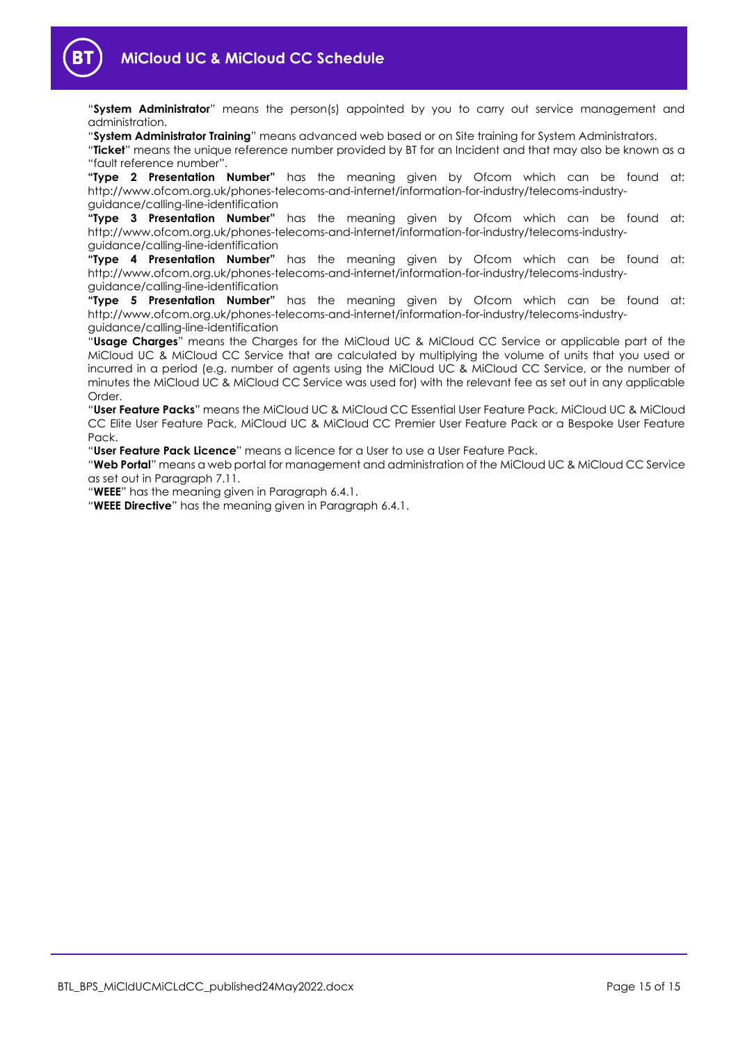"**System Administrator**" means the person(s) appointed by you to carry out service management and administration.

"**System Administrator Training**" means advanced web based or on Site training for System Administrators.

"**Ticket**" means the unique reference number provided by BT for an Incident and that may also be known as a "fault reference number".

**"Type 2 Presentation Number"** has the meaning given by Ofcom which can be found at: http://www.ofcom.org.uk/phones-telecoms-and-internet/information-for-industry/telecoms-industry-guidance/calling-line-identification

**"Type 3 Presentation Number"** has the meaning given by Ofcom which can be found at: http://www.ofcom.org.uk/phones-telecoms-and-internet/information-for-industry/telecoms-industry-guidance/calling-line-identification

**"Type 4 Presentation Number"** has the meaning given by Ofcom which can be found at: http://www.ofcom.org.uk/phones-telecoms-and-internet/information-for-industry/telecoms-industry-guidance/calling-line-identification

**"Type 5 Presentation Number"** has the meaning given by Ofcom which can be found at: http://www.ofcom.org.uk/phones-telecoms-and-internet/information-for-industry/telecoms-industry-guidance/calling-line-identification

"**Usage Charges**" means the Charges for the MiCloud UC & MiCloud CC Service or applicable part of the MiCloud UC & MiCloud CC Service that are calculated by multiplying the volume of units that you used or incurred in a period (e.g. number of agents using the MiCloud UC & MiCloud CC Service, or the number of minutes the MiCloud UC & MiCloud CC Service was used for) with the relevant fee as set out in any applicable Order.

"**User Feature Packs**" means the MiCloud UC & MiCloud CC Essential User Feature Pack, MiCloud UC & MiCloud CC Elite User Feature Pack, MiCloud UC & MiCloud CC Premier User Feature Pack or a Bespoke User Feature Pack.

"**User Feature Pack Licence**" means a licence for a User to use a User Feature Pack.

"**Web Portal**" means a web portal for management and administration of the MiCloud UC & MiCloud CC Service as set out in Paragraph 7.11.

"**WEEE**" has the meaning given in Paragraph 6.4.1.

"**WEEE Directive**" has the meaning given in Paragraph 6.4.1.